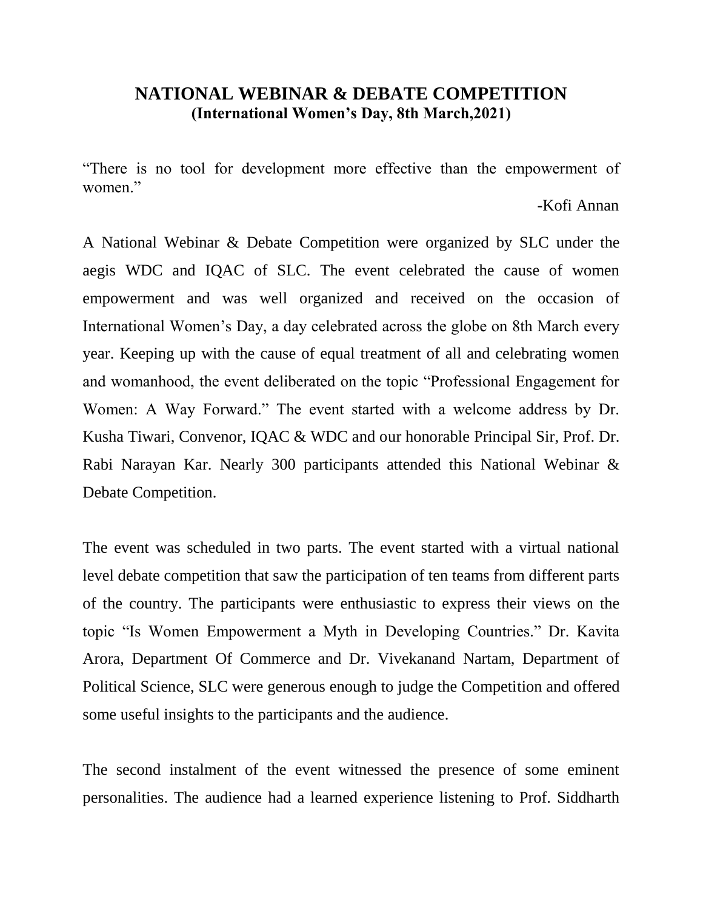## NATIONAL WEBINAR & DEBATE COMPETITION
**(International Women's Day, 8th March,2021)**

"There is no tool for development more effective than the empowerment of women."

-Kofi Annan

A National Webinar & Debate Competition were organized by SLC under the aegis WDC and IQAC of SLC. The event celebrated the cause of women empowerment and was well organized and received on the occasion of International Women's Day, a day celebrated across the globe on 8th March every year. Keeping up with the cause of equal treatment of all and celebrating women and womanhood, the event deliberated on the topic "Professional Engagement for Women: A Way Forward." The event started with a welcome address by Dr. Kusha Tiwari, Convenor, IQAC & WDC and our honorable Principal Sir, Prof. Dr. Rabi Narayan Kar. Nearly 300 participants attended this National Webinar & Debate Competition.

The event was scheduled in two parts. The event started with a virtual national level debate competition that saw the participation of ten teams from different parts of the country. The participants were enthusiastic to express their views on the topic "Is Women Empowerment a Myth in Developing Countries." Dr. Kavita Arora, Department Of Commerce and Dr. Vivekanand Nartam, Department of Political Science, SLC were generous enough to judge the Competition and offered some useful insights to the participants and the audience.

The second instalment of the event witnessed the presence of some eminent personalities. The audience had a learned experience listening to Prof. Siddharth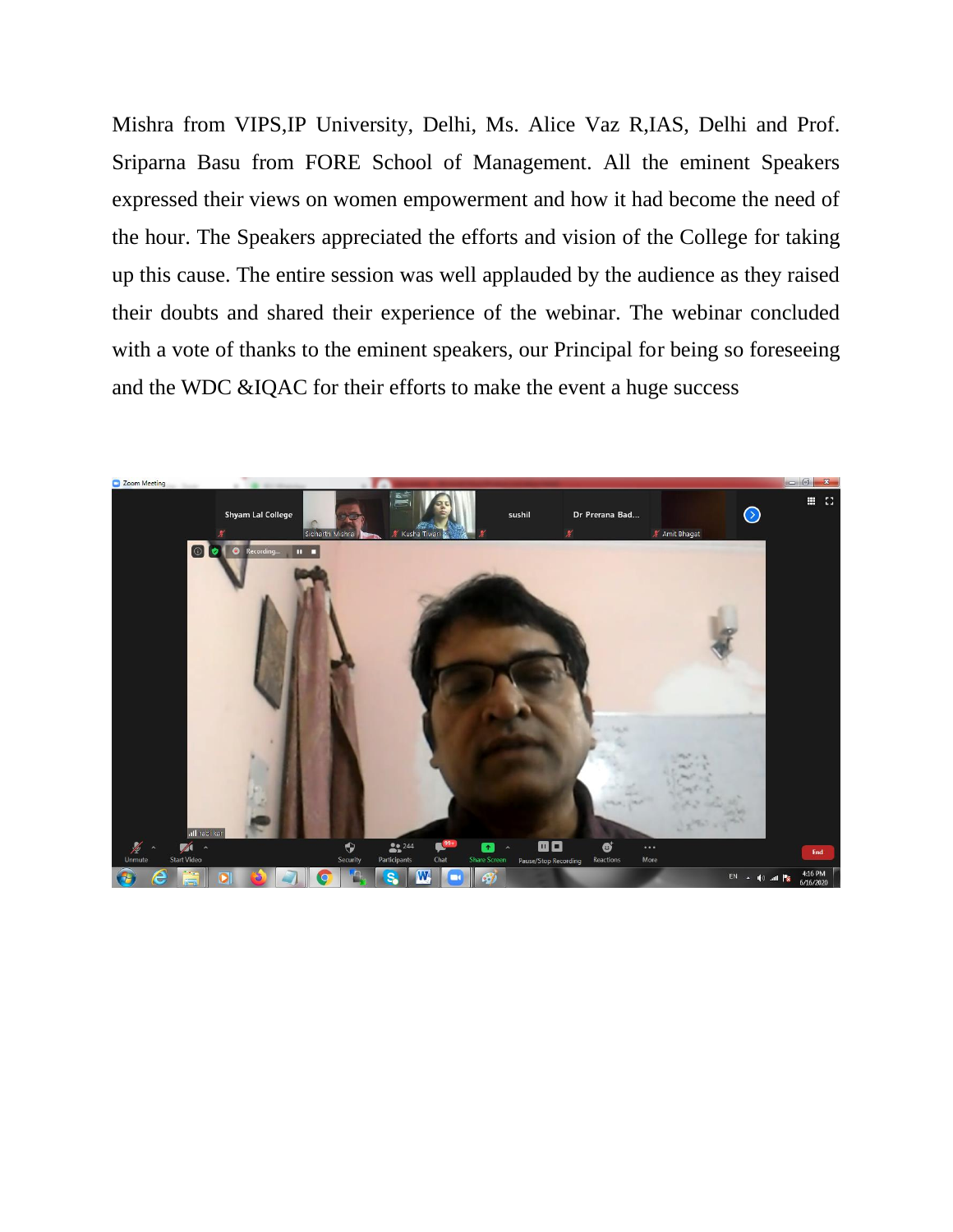Mishra from VIPS,IP University, Delhi, Ms. Alice Vaz R,IAS, Delhi and Prof. Sriparna Basu from FORE School of Management. All the eminent Speakers expressed their views on women empowerment and how it had become the need of the hour. The Speakers appreciated the efforts and vision of the College for taking up this cause. The entire session was well applauded by the audience as they raised their doubts and shared their experience of the webinar. The webinar concluded with a vote of thanks to the eminent speakers, our Principal for being so foreseeing and the WDC &IQAC for their efforts to make the event a huge success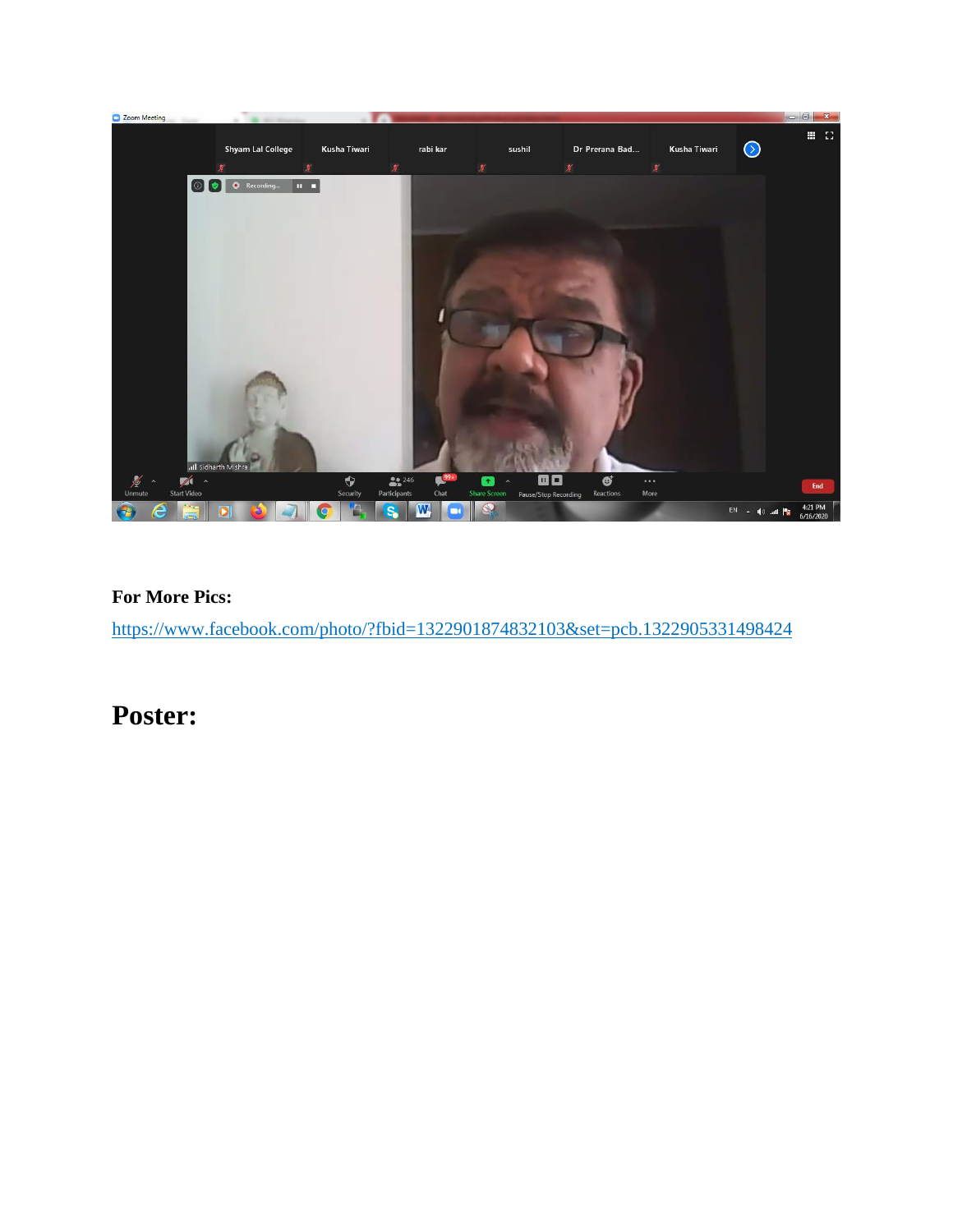**For More Pics:**

https://www.facebook.com/photo/?fbid=1322901874832103&set=pcb.1322905331498424

# Poster: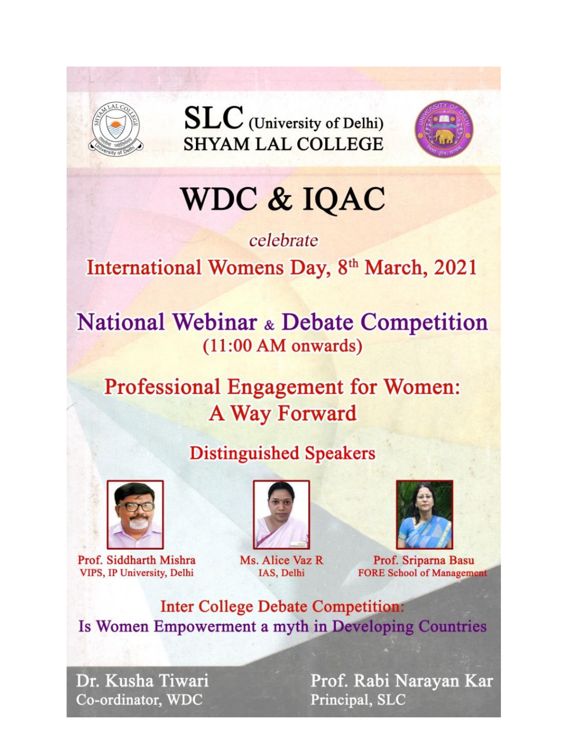**SLC** (University of Delhi)
**SHYAM LAL COLLEGE**

# WDC & IQAC

*celebrate*

## International Womens Day, 8th March, 2021

## National Webinar & Debate Competition
(11:00 AM onwards)

## Professional Engagement for Women: A Way Forward

### Distinguished Speakers

**Prof. Siddharth Mishra**
VIPS, IP University, Delhi

**Ms. Alice Vaz R**
IAS, Delhi

**Prof. Sripama Basu**
FORE School of Management

### Inter College Debate Competition:
### Is Women Empowerment a myth in Developing Countries

**Dr. Kusha Tiwari**
Co-ordinator, WDC

**Prof. Rabi Narayan Kar**
Principal, SLC